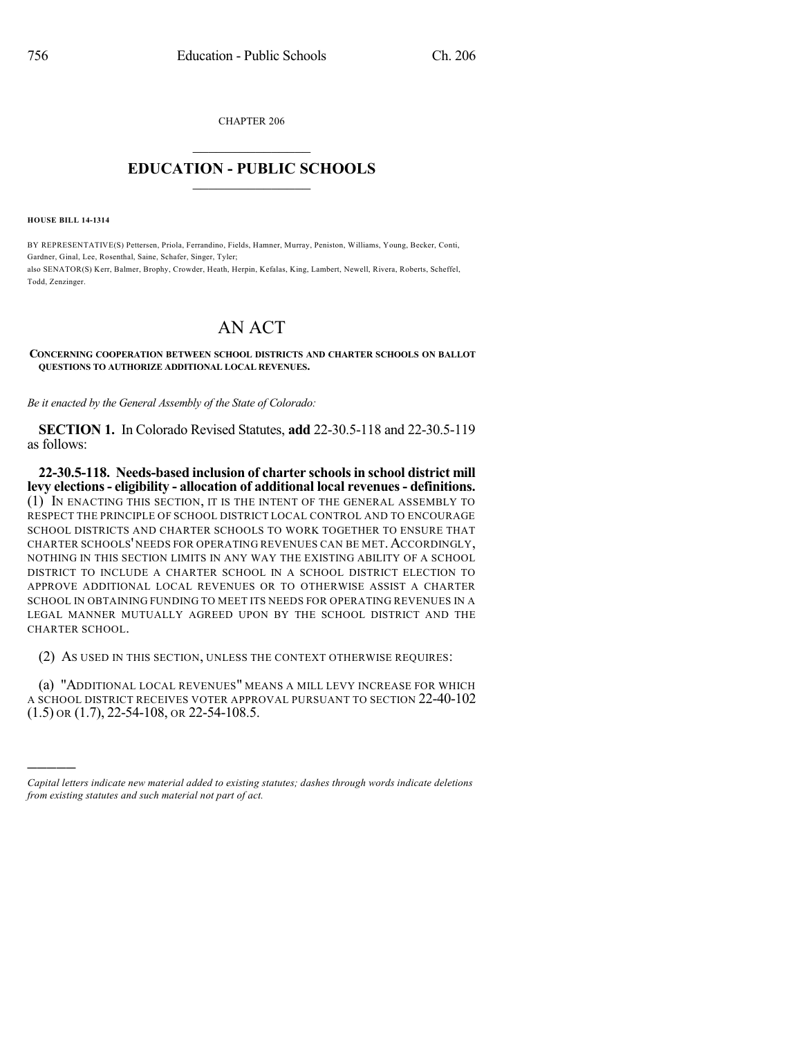CHAPTER 206

# EDUCATION - PUBLIC SCHOOLS

**HOUSE BILL 14-1314**

BY REPRESENTATIVE(S) Pettersen, Priola, Ferrandino, Fields, Hamner, Murray, Peniston, Williams, Young, Becker, Conti, Gardner, Ginal, Lee, Rosenthal, Saine, Schafer, Singer, Tyler;
also SENATOR(S) Kerr, Balmer, Brophy, Crowder, Heath, Herpin, Kefalas, King, Lambert, Newell, Rivera, Roberts, Scheffel, Todd, Zenzinger.

# AN ACT

**CONCERNING COOPERATION BETWEEN SCHOOL DISTRICTS AND CHARTER SCHOOLS ON BALLOT QUESTIONS TO AUTHORIZE ADDITIONAL LOCAL REVENUES.**

*Be it enacted by the General Assembly of the State of Colorado:*

**SECTION 1.** In Colorado Revised Statutes, **add** 22-30.5-118 and 22-30.5-119 as follows:

**22-30.5-118. Needs-based inclusion of charter schools in school district mill levy elections - eligibility - allocation of additional local revenues - definitions.** (1) IN ENACTING THIS SECTION, IT IS THE INTENT OF THE GENERAL ASSEMBLY TO RESPECT THE PRINCIPLE OF SCHOOL DISTRICT LOCAL CONTROL AND TO ENCOURAGE SCHOOL DISTRICTS AND CHARTER SCHOOLS TO WORK TOGETHER TO ENSURE THAT CHARTER SCHOOLS' NEEDS FOR OPERATING REVENUES CAN BE MET. ACCORDINGLY, NOTHING IN THIS SECTION LIMITS IN ANY WAY THE EXISTING ABILITY OF A SCHOOL DISTRICT TO INCLUDE A CHARTER SCHOOL IN A SCHOOL DISTRICT ELECTION TO APPROVE ADDITIONAL LOCAL REVENUES OR TO OTHERWISE ASSIST A CHARTER SCHOOL IN OBTAINING FUNDING TO MEET ITS NEEDS FOR OPERATING REVENUES IN A LEGAL MANNER MUTUALLY AGREED UPON BY THE SCHOOL DISTRICT AND THE CHARTER SCHOOL.

(2) AS USED IN THIS SECTION, UNLESS THE CONTEXT OTHERWISE REQUIRES:

(a) "ADDITIONAL LOCAL REVENUES" MEANS A MILL LEVY INCREASE FOR WHICH A SCHOOL DISTRICT RECEIVES VOTER APPROVAL PURSUANT TO SECTION 22-40-102 (1.5) OR (1.7), 22-54-108, OR 22-54-108.5.

*Capital letters indicate new material added to existing statutes; dashes through words indicate deletions from existing statutes and such material not part of act.*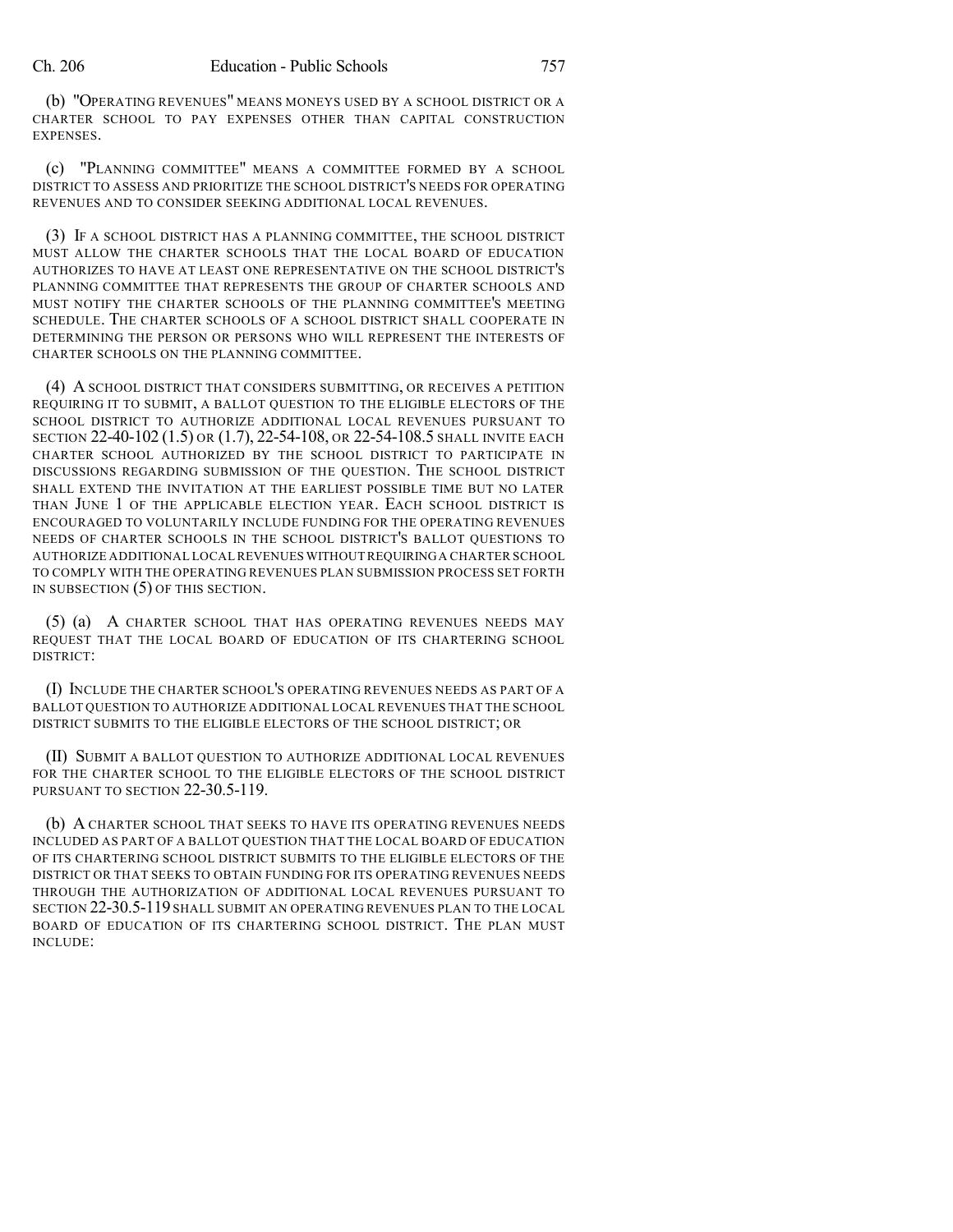(b) "OPERATING REVENUES" MEANS MONEYS USED BY A SCHOOL DISTRICT OR A CHARTER SCHOOL TO PAY EXPENSES OTHER THAN CAPITAL CONSTRUCTION EXPENSES.

(c) "PLANNING COMMITTEE" MEANS A COMMITTEE FORMED BY A SCHOOL DISTRICT TO ASSESS AND PRIORITIZE THE SCHOOL DISTRICT'S NEEDS FOR OPERATING REVENUES AND TO CONSIDER SEEKING ADDITIONAL LOCAL REVENUES.

(3) IF A SCHOOL DISTRICT HAS A PLANNING COMMITTEE, THE SCHOOL DISTRICT MUST ALLOW THE CHARTER SCHOOLS THAT THE LOCAL BOARD OF EDUCATION AUTHORIZES TO HAVE AT LEAST ONE REPRESENTATIVE ON THE SCHOOL DISTRICT'S PLANNING COMMITTEE THAT REPRESENTS THE GROUP OF CHARTER SCHOOLS AND MUST NOTIFY THE CHARTER SCHOOLS OF THE PLANNING COMMITTEE'S MEETING SCHEDULE. THE CHARTER SCHOOLS OF A SCHOOL DISTRICT SHALL COOPERATE IN DETERMINING THE PERSON OR PERSONS WHO WILL REPRESENT THE INTERESTS OF CHARTER SCHOOLS ON THE PLANNING COMMITTEE.

(4) A SCHOOL DISTRICT THAT CONSIDERS SUBMITTING, OR RECEIVES A PETITION REQUIRING IT TO SUBMIT, A BALLOT QUESTION TO THE ELIGIBLE ELECTORS OF THE SCHOOL DISTRICT TO AUTHORIZE ADDITIONAL LOCAL REVENUES PURSUANT TO SECTION 22-40-102 (1.5) OR (1.7), 22-54-108, OR 22-54-108.5 SHALL INVITE EACH CHARTER SCHOOL AUTHORIZED BY THE SCHOOL DISTRICT TO PARTICIPATE IN DISCUSSIONS REGARDING SUBMISSION OF THE QUESTION. THE SCHOOL DISTRICT SHALL EXTEND THE INVITATION AT THE EARLIEST POSSIBLE TIME BUT NO LATER THAN JUNE 1 OF THE APPLICABLE ELECTION YEAR. EACH SCHOOL DISTRICT IS ENCOURAGED TO VOLUNTARILY INCLUDE FUNDING FOR THE OPERATING REVENUES NEEDS OF CHARTER SCHOOLS IN THE SCHOOL DISTRICT'S BALLOT QUESTIONS TO AUTHORIZE ADDITIONAL LOCAL REVENUES WITHOUT REQUIRING A CHARTER SCHOOL TO COMPLY WITH THE OPERATING REVENUES PLAN SUBMISSION PROCESS SET FORTH IN SUBSECTION (5) OF THIS SECTION.

(5) (a) A CHARTER SCHOOL THAT HAS OPERATING REVENUES NEEDS MAY REQUEST THAT THE LOCAL BOARD OF EDUCATION OF ITS CHARTERING SCHOOL DISTRICT:

(I) INCLUDE THE CHARTER SCHOOL'S OPERATING REVENUES NEEDS AS PART OF A BALLOT QUESTION TO AUTHORIZE ADDITIONAL LOCAL REVENUES THAT THE SCHOOL DISTRICT SUBMITS TO THE ELIGIBLE ELECTORS OF THE SCHOOL DISTRICT; OR

(II) SUBMIT A BALLOT QUESTION TO AUTHORIZE ADDITIONAL LOCAL REVENUES FOR THE CHARTER SCHOOL TO THE ELIGIBLE ELECTORS OF THE SCHOOL DISTRICT PURSUANT TO SECTION 22-30.5-119.

(b) A CHARTER SCHOOL THAT SEEKS TO HAVE ITS OPERATING REVENUES NEEDS INCLUDED AS PART OF A BALLOT QUESTION THAT THE LOCAL BOARD OF EDUCATION OF ITS CHARTERING SCHOOL DISTRICT SUBMITS TO THE ELIGIBLE ELECTORS OF THE DISTRICT OR THAT SEEKS TO OBTAIN FUNDING FOR ITS OPERATING REVENUES NEEDS THROUGH THE AUTHORIZATION OF ADDITIONAL LOCAL REVENUES PURSUANT TO SECTION 22-30.5-119 SHALL SUBMIT AN OPERATING REVENUES PLAN TO THE LOCAL BOARD OF EDUCATION OF ITS CHARTERING SCHOOL DISTRICT. THE PLAN MUST INCLUDE: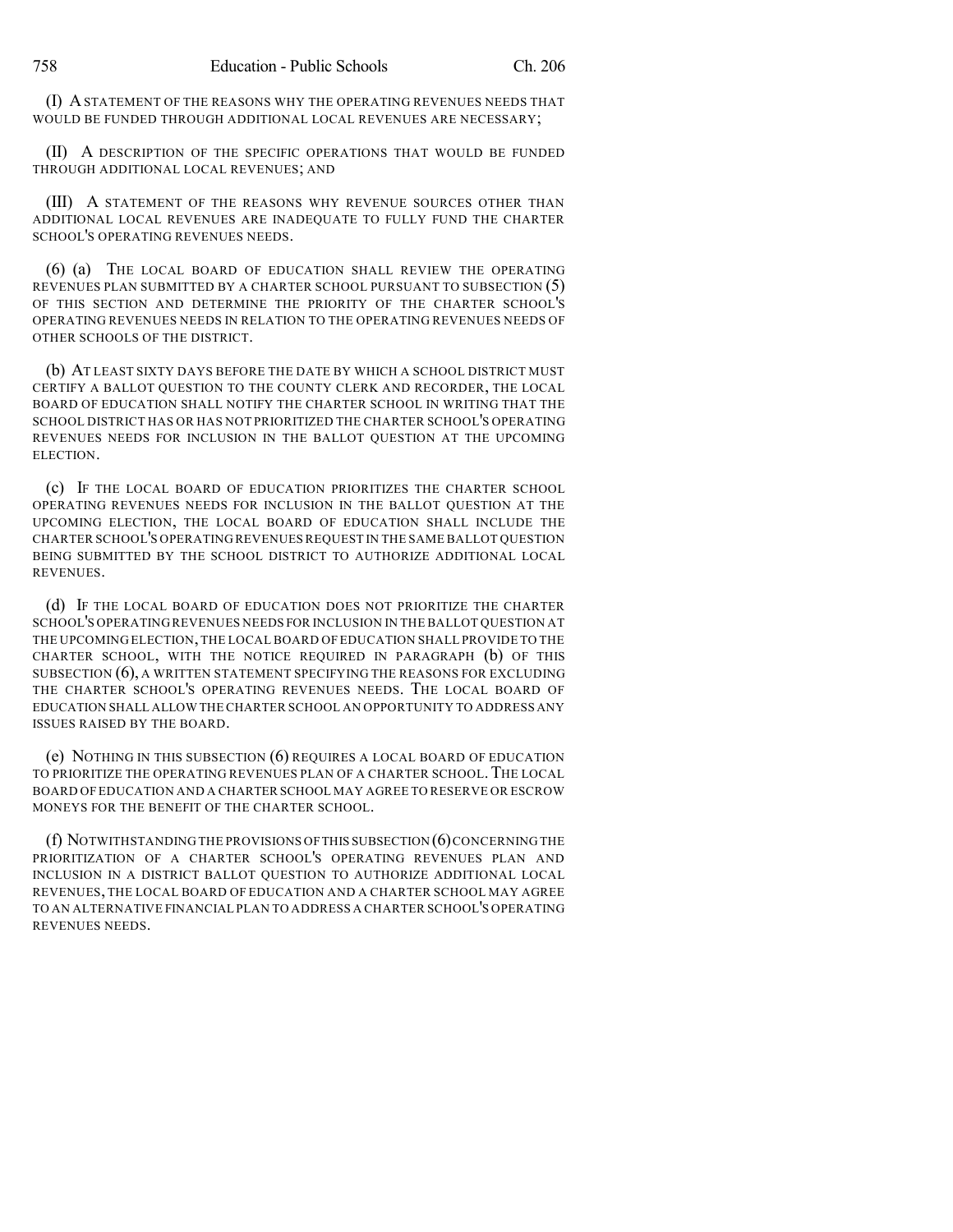(I) A STATEMENT OF THE REASONS WHY THE OPERATING REVENUES NEEDS THAT WOULD BE FUNDED THROUGH ADDITIONAL LOCAL REVENUES ARE NECESSARY;

(II) A DESCRIPTION OF THE SPECIFIC OPERATIONS THAT WOULD BE FUNDED THROUGH ADDITIONAL LOCAL REVENUES; AND

(III) A STATEMENT OF THE REASONS WHY REVENUE SOURCES OTHER THAN ADDITIONAL LOCAL REVENUES ARE INADEQUATE TO FULLY FUND THE CHARTER SCHOOL'S OPERATING REVENUES NEEDS.

(6) (a) THE LOCAL BOARD OF EDUCATION SHALL REVIEW THE OPERATING REVENUES PLAN SUBMITTED BY A CHARTER SCHOOL PURSUANT TO SUBSECTION (5) OF THIS SECTION AND DETERMINE THE PRIORITY OF THE CHARTER SCHOOL'S OPERATING REVENUES NEEDS IN RELATION TO THE OPERATING REVENUES NEEDS OF OTHER SCHOOLS OF THE DISTRICT.

(b) AT LEAST SIXTY DAYS BEFORE THE DATE BY WHICH A SCHOOL DISTRICT MUST CERTIFY A BALLOT QUESTION TO THE COUNTY CLERK AND RECORDER, THE LOCAL BOARD OF EDUCATION SHALL NOTIFY THE CHARTER SCHOOL IN WRITING THAT THE SCHOOL DISTRICT HAS OR HAS NOT PRIORITIZED THE CHARTER SCHOOL'S OPERATING REVENUES NEEDS FOR INCLUSION IN THE BALLOT QUESTION AT THE UPCOMING ELECTION.

(c) IF THE LOCAL BOARD OF EDUCATION PRIORITIZES THE CHARTER SCHOOL OPERATING REVENUES NEEDS FOR INCLUSION IN THE BALLOT QUESTION AT THE UPCOMING ELECTION, THE LOCAL BOARD OF EDUCATION SHALL INCLUDE THE CHARTER SCHOOL'S OPERATING REVENUES REQUEST IN THE SAME BALLOT QUESTION BEING SUBMITTED BY THE SCHOOL DISTRICT TO AUTHORIZE ADDITIONAL LOCAL REVENUES.

(d) IF THE LOCAL BOARD OF EDUCATION DOES NOT PRIORITIZE THE CHARTER SCHOOL'S OPERATING REVENUES NEEDS FOR INCLUSION IN THE BALLOT QUESTION AT THE UPCOMING ELECTION, THE LOCAL BOARD OF EDUCATION SHALL PROVIDE TO THE CHARTER SCHOOL, WITH THE NOTICE REQUIRED IN PARAGRAPH (b) OF THIS SUBSECTION (6), A WRITTEN STATEMENT SPECIFYING THE REASONS FOR EXCLUDING THE CHARTER SCHOOL'S OPERATING REVENUES NEEDS. THE LOCAL BOARD OF EDUCATION SHALL ALLOW THE CHARTER SCHOOL AN OPPORTUNITY TO ADDRESS ANY ISSUES RAISED BY THE BOARD.

(e) NOTHING IN THIS SUBSECTION (6) REQUIRES A LOCAL BOARD OF EDUCATION TO PRIORITIZE THE OPERATING REVENUES PLAN OF A CHARTER SCHOOL. THE LOCAL BOARD OF EDUCATION AND A CHARTER SCHOOL MAY AGREE TO RESERVE OR ESCROW MONEYS FOR THE BENEFIT OF THE CHARTER SCHOOL.

(f) NOTWITHSTANDING THE PROVISIONS OF THIS SUBSECTION (6) CONCERNING THE PRIORITIZATION OF A CHARTER SCHOOL'S OPERATING REVENUES PLAN AND INCLUSION IN A DISTRICT BALLOT QUESTION TO AUTHORIZE ADDITIONAL LOCAL REVENUES, THE LOCAL BOARD OF EDUCATION AND A CHARTER SCHOOL MAY AGREE TO AN ALTERNATIVE FINANCIAL PLAN TO ADDRESS A CHARTER SCHOOL'S OPERATING REVENUES NEEDS.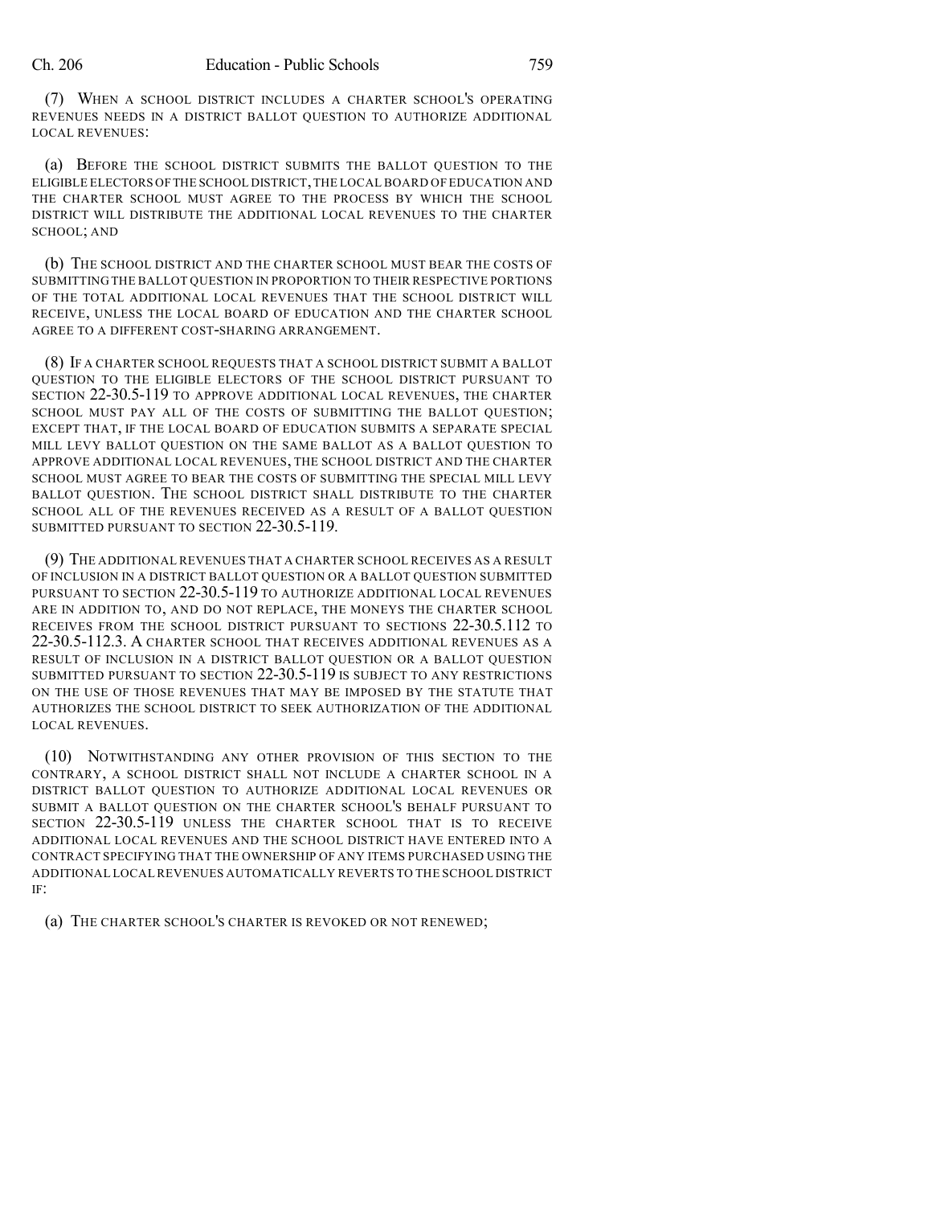(7) WHEN A SCHOOL DISTRICT INCLUDES A CHARTER SCHOOL'S OPERATING REVENUES NEEDS IN A DISTRICT BALLOT QUESTION TO AUTHORIZE ADDITIONAL LOCAL REVENUES:

(a) BEFORE THE SCHOOL DISTRICT SUBMITS THE BALLOT QUESTION TO THE ELIGIBLE ELECTORS OF THE SCHOOL DISTRICT, THE LOCAL BOARD OF EDUCATION AND THE CHARTER SCHOOL MUST AGREE TO THE PROCESS BY WHICH THE SCHOOL DISTRICT WILL DISTRIBUTE THE ADDITIONAL LOCAL REVENUES TO THE CHARTER SCHOOL; AND

(b) THE SCHOOL DISTRICT AND THE CHARTER SCHOOL MUST BEAR THE COSTS OF SUBMITTING THE BALLOT QUESTION IN PROPORTION TO THEIR RESPECTIVE PORTIONS OF THE TOTAL ADDITIONAL LOCAL REVENUES THAT THE SCHOOL DISTRICT WILL RECEIVE, UNLESS THE LOCAL BOARD OF EDUCATION AND THE CHARTER SCHOOL AGREE TO A DIFFERENT COST-SHARING ARRANGEMENT.

(8) IF A CHARTER SCHOOL REQUESTS THAT A SCHOOL DISTRICT SUBMIT A BALLOT QUESTION TO THE ELIGIBLE ELECTORS OF THE SCHOOL DISTRICT PURSUANT TO SECTION 22-30.5-119 TO APPROVE ADDITIONAL LOCAL REVENUES, THE CHARTER SCHOOL MUST PAY ALL OF THE COSTS OF SUBMITTING THE BALLOT QUESTION; EXCEPT THAT, IF THE LOCAL BOARD OF EDUCATION SUBMITS A SEPARATE SPECIAL MILL LEVY BALLOT QUESTION ON THE SAME BALLOT AS A BALLOT QUESTION TO APPROVE ADDITIONAL LOCAL REVENUES, THE SCHOOL DISTRICT AND THE CHARTER SCHOOL MUST AGREE TO BEAR THE COSTS OF SUBMITTING THE SPECIAL MILL LEVY BALLOT QUESTION. THE SCHOOL DISTRICT SHALL DISTRIBUTE TO THE CHARTER SCHOOL ALL OF THE REVENUES RECEIVED AS A RESULT OF A BALLOT QUESTION SUBMITTED PURSUANT TO SECTION 22-30.5-119.

(9) THE ADDITIONAL REVENUES THAT A CHARTER SCHOOL RECEIVES AS A RESULT OF INCLUSION IN A DISTRICT BALLOT QUESTION OR A BALLOT QUESTION SUBMITTED PURSUANT TO SECTION 22-30.5-119 TO AUTHORIZE ADDITIONAL LOCAL REVENUES ARE IN ADDITION TO, AND DO NOT REPLACE, THE MONEYS THE CHARTER SCHOOL RECEIVES FROM THE SCHOOL DISTRICT PURSUANT TO SECTIONS 22-30.5.112 TO 22-30.5-112.3. A CHARTER SCHOOL THAT RECEIVES ADDITIONAL REVENUES AS A RESULT OF INCLUSION IN A DISTRICT BALLOT QUESTION OR A BALLOT QUESTION SUBMITTED PURSUANT TO SECTION 22-30.5-119 IS SUBJECT TO ANY RESTRICTIONS ON THE USE OF THOSE REVENUES THAT MAY BE IMPOSED BY THE STATUTE THAT AUTHORIZES THE SCHOOL DISTRICT TO SEEK AUTHORIZATION OF THE ADDITIONAL LOCAL REVENUES.

(10) NOTWITHSTANDING ANY OTHER PROVISION OF THIS SECTION TO THE CONTRARY, A SCHOOL DISTRICT SHALL NOT INCLUDE A CHARTER SCHOOL IN A DISTRICT BALLOT QUESTION TO AUTHORIZE ADDITIONAL LOCAL REVENUES OR SUBMIT A BALLOT QUESTION ON THE CHARTER SCHOOL'S BEHALF PURSUANT TO SECTION 22-30.5-119 UNLESS THE CHARTER SCHOOL THAT IS TO RECEIVE ADDITIONAL LOCAL REVENUES AND THE SCHOOL DISTRICT HAVE ENTERED INTO A CONTRACT SPECIFYING THAT THE OWNERSHIP OF ANY ITEMS PURCHASED USING THE ADDITIONAL LOCAL REVENUES AUTOMATICALLY REVERTS TO THE SCHOOL DISTRICT IF:

(a) THE CHARTER SCHOOL'S CHARTER IS REVOKED OR NOT RENEWED;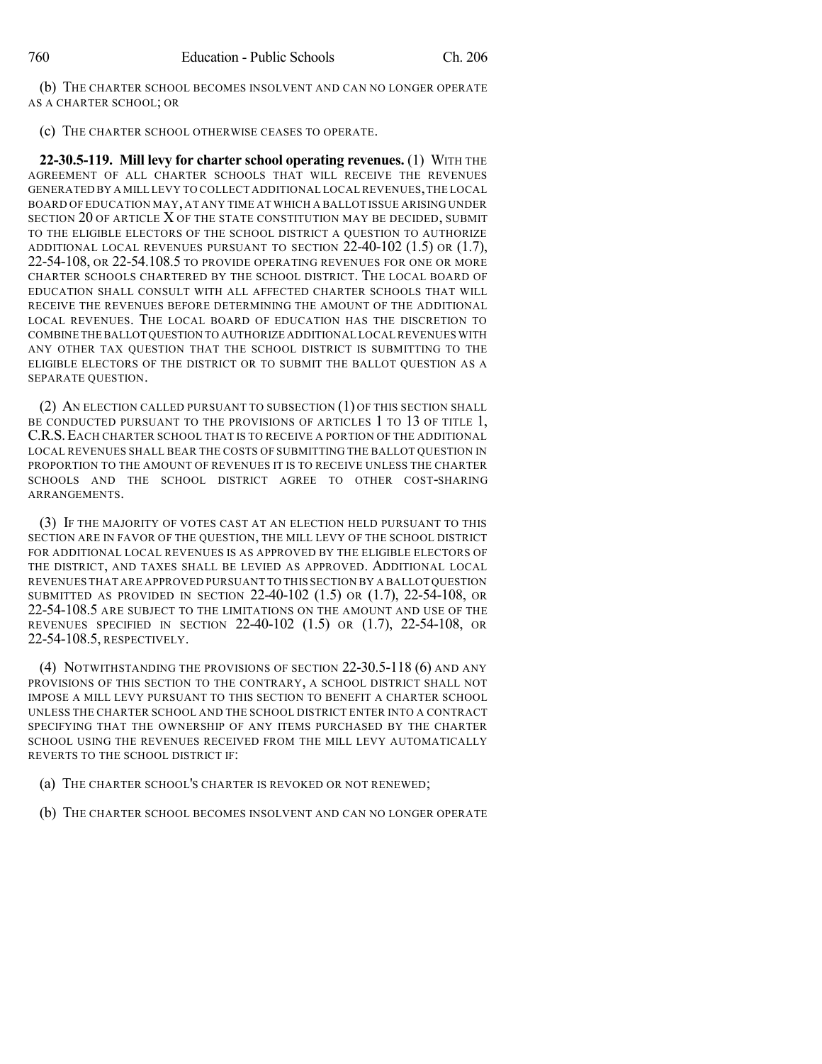(b) THE CHARTER SCHOOL BECOMES INSOLVENT AND CAN NO LONGER OPERATE AS A CHARTER SCHOOL; OR

(c) THE CHARTER SCHOOL OTHERWISE CEASES TO OPERATE.

**22-30.5-119. Mill levy for charter school operating revenues.** (1) WITH THE AGREEMENT OF ALL CHARTER SCHOOLS THAT WILL RECEIVE THE REVENUES GENERATED BY A MILL LEVY TO COLLECT ADDITIONAL LOCAL REVENUES, THE LOCAL BOARD OF EDUCATION MAY, AT ANY TIME AT WHICH A BALLOT ISSUE ARISING UNDER SECTION 20 OF ARTICLE X OF THE STATE CONSTITUTION MAY BE DECIDED, SUBMIT TO THE ELIGIBLE ELECTORS OF THE SCHOOL DISTRICT A QUESTION TO AUTHORIZE ADDITIONAL LOCAL REVENUES PURSUANT TO SECTION 22-40-102 (1.5) OR (1.7), 22-54-108, OR 22-54.108.5 TO PROVIDE OPERATING REVENUES FOR ONE OR MORE CHARTER SCHOOLS CHARTERED BY THE SCHOOL DISTRICT. THE LOCAL BOARD OF EDUCATION SHALL CONSULT WITH ALL AFFECTED CHARTER SCHOOLS THAT WILL RECEIVE THE REVENUES BEFORE DETERMINING THE AMOUNT OF THE ADDITIONAL LOCAL REVENUES. THE LOCAL BOARD OF EDUCATION HAS THE DISCRETION TO COMBINE THE BALLOT QUESTION TO AUTHORIZE ADDITIONAL LOCAL REVENUES WITH ANY OTHER TAX QUESTION THAT THE SCHOOL DISTRICT IS SUBMITTING TO THE ELIGIBLE ELECTORS OF THE DISTRICT OR TO SUBMIT THE BALLOT QUESTION AS A SEPARATE QUESTION.

(2) AN ELECTION CALLED PURSUANT TO SUBSECTION (1) OF THIS SECTION SHALL BE CONDUCTED PURSUANT TO THE PROVISIONS OF ARTICLES 1 TO 13 OF TITLE 1, C.R.S. EACH CHARTER SCHOOL THAT IS TO RECEIVE A PORTION OF THE ADDITIONAL LOCAL REVENUES SHALL BEAR THE COSTS OF SUBMITTING THE BALLOT QUESTION IN PROPORTION TO THE AMOUNT OF REVENUES IT IS TO RECEIVE UNLESS THE CHARTER SCHOOLS AND THE SCHOOL DISTRICT AGREE TO OTHER COST-SHARING ARRANGEMENTS.

(3) IF THE MAJORITY OF VOTES CAST AT AN ELECTION HELD PURSUANT TO THIS SECTION ARE IN FAVOR OF THE QUESTION, THE MILL LEVY OF THE SCHOOL DISTRICT FOR ADDITIONAL LOCAL REVENUES IS AS APPROVED BY THE ELIGIBLE ELECTORS OF THE DISTRICT, AND TAXES SHALL BE LEVIED AS APPROVED. ADDITIONAL LOCAL REVENUES THAT ARE APPROVED PURSUANT TO THIS SECTION BY A BALLOT QUESTION SUBMITTED AS PROVIDED IN SECTION 22-40-102 (1.5) OR (1.7), 22-54-108, OR 22-54-108.5 ARE SUBJECT TO THE LIMITATIONS ON THE AMOUNT AND USE OF THE REVENUES SPECIFIED IN SECTION 22-40-102 (1.5) OR (1.7), 22-54-108, OR 22-54-108.5, RESPECTIVELY.

(4) NOTWITHSTANDING THE PROVISIONS OF SECTION 22-30.5-118 (6) AND ANY PROVISIONS OF THIS SECTION TO THE CONTRARY, A SCHOOL DISTRICT SHALL NOT IMPOSE A MILL LEVY PURSUANT TO THIS SECTION TO BENEFIT A CHARTER SCHOOL UNLESS THE CHARTER SCHOOL AND THE SCHOOL DISTRICT ENTER INTO A CONTRACT SPECIFYING THAT THE OWNERSHIP OF ANY ITEMS PURCHASED BY THE CHARTER SCHOOL USING THE REVENUES RECEIVED FROM THE MILL LEVY AUTOMATICALLY REVERTS TO THE SCHOOL DISTRICT IF:

(a) THE CHARTER SCHOOL'S CHARTER IS REVOKED OR NOT RENEWED;

(b) THE CHARTER SCHOOL BECOMES INSOLVENT AND CAN NO LONGER OPERATE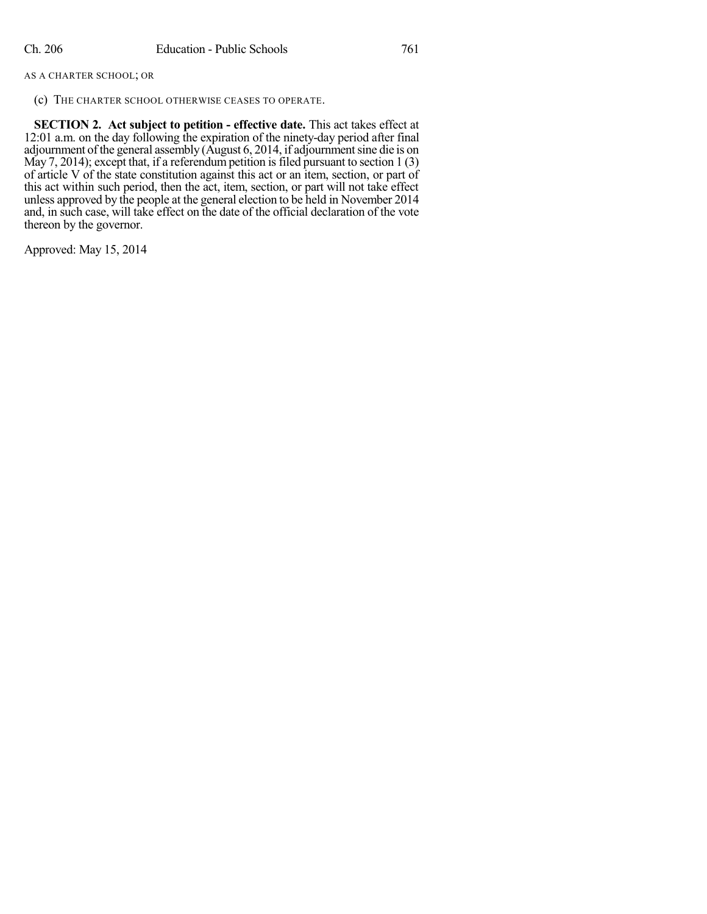AS A CHARTER SCHOOL; OR

(c) THE CHARTER SCHOOL OTHERWISE CEASES TO OPERATE.

**SECTION 2. Act subject to petition - effective date.** This act takes effect at 12:01 a.m. on the day following the expiration of the ninety-day period after final adjournment of the general assembly (August 6, 2014, if adjournment sine die is on May 7, 2014); except that, if a referendum petition is filed pursuant to section 1 (3) of article V of the state constitution against this act or an item, section, or part of this act within such period, then the act, item, section, or part will not take effect unless approved by the people at the general election to be held in November 2014 and, in such case, will take effect on the date of the official declaration of the vote thereon by the governor.

Approved: May 15, 2014